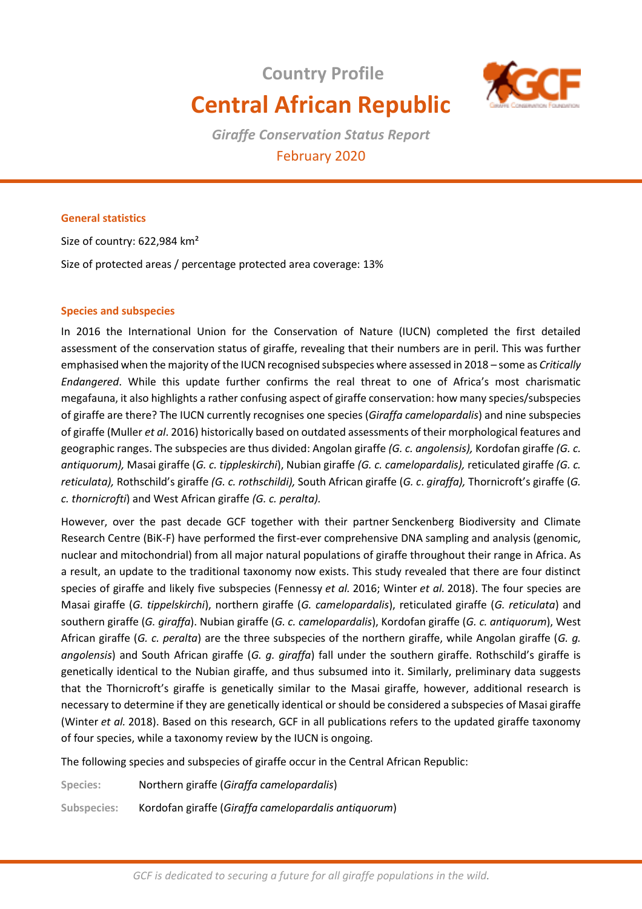# Country Profile

# Central African Republic

*Giraffe Conservation Status Report*

February 2020

### General statistics

Size of country: 622,984 km²

Size of protected areas / percentage protected area coverage: 13%

### Species and subspecies

In 2016 the International Union for the Conservation of Nature (IUCN) completed the first detailed assessment of the conservation status of giraffe, revealing that their numbers are in peril. This was further emphasised when the majority of the IUCN recognised subspecies where assessed in 2018 – some as *Critically Endangered*. While this update further confirms the real threat to one of Africa's most charismatic megafauna, it also highlights a rather confusing aspect of giraffe conservation: how many species/subspecies of giraffe are there? The IUCN currently recognises one species (*Giraffa camelopardalis*) and nine subspecies of giraffe (Muller *et al*. 2016) historically based on outdated assessments of their morphological features and geographic ranges. The subspecies are thus divided: Angolan giraffe *(G. c. angolensis),* Kordofan giraffe *(G. c. antiquorum),* Masai giraffe (*G. c. tippleskirchi*), Nubian giraffe *(G. c. camelopardalis),* reticulated giraffe *(G. c. reticulata),* Rothschild's giraffe *(G. c. rothschildi),* South African giraffe (*G. c*. *giraffa),* Thornicroft's giraffe (*G. c. thornicrofti*) and West African giraffe *(G. c. peralta).*

However, over the past decade GCF together with their partner Senckenberg Biodiversity and Climate Research Centre (BiK-F) have performed the first-ever comprehensive DNA sampling and analysis (genomic, nuclear and mitochondrial) from all major natural populations of giraffe throughout their range in Africa. As a result, an update to the traditional taxonomy now exists. This study revealed that there are four distinct species of giraffe and likely five subspecies (Fennessy *et al.* 2016; Winter *et al.* 2018). The four species are Masai giraffe (*G. tippelskirchi*), northern giraffe (*G. camelopardalis*), reticulated giraffe (*G. reticulata*) and southern giraffe (*G. giraffa*). Nubian giraffe (*G. c. camelopardalis*), Kordofan giraffe (*G. c. antiquorum*), West African giraffe (*G. c. peralta*) are the three subspecies of the northern giraffe, while Angolan giraffe (*G. g. angolensis*) and South African giraffe (*G. g. giraffa*) fall under the southern giraffe. Rothschild's giraffe is genetically identical to the Nubian giraffe, and thus subsumed into it. Similarly, preliminary data suggests that the Thornicroft's giraffe is genetically similar to the Masai giraffe, however, additional research is necessary to determine if they are genetically identical or should be considered a subspecies of Masai giraffe (Winter *et al.* 2018). Based on this research, GCF in all publications refers to the updated giraffe taxonomy of four species, while a taxonomy review by the IUCN is ongoing.

The following species and subspecies of giraffe occur in the Central African Republic:

**Species:** Northern giraffe (*Giraffa camelopardalis*)

**Subspecies:** Kordofan giraffe (*Giraffa camelopardalis antiquorum*)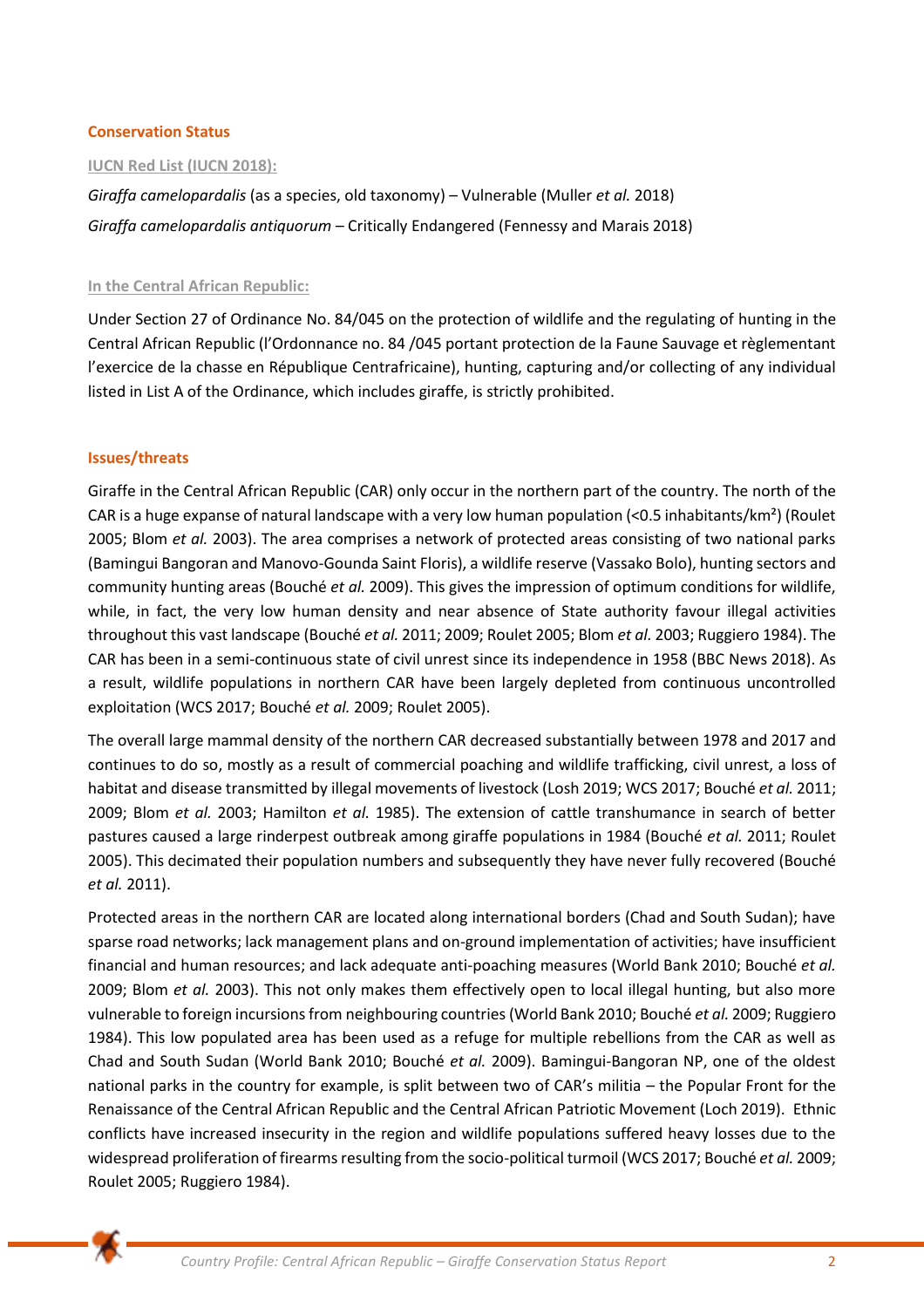## Conservation Status

### IUCN Red List (IUCN 2018):

*Giraffa camelopardalis* (as a species, old taxonomy) – Vulnerable (Muller *et al.* 2018)

*Giraffa camelopardalis antiquorum* – Critically Endangered (Fennessy and Marais 2018)

### In the Central African Republic:

Under Section 27 of Ordinance No. 84/045 on the protection of wildlife and the regulating of hunting in the Central African Republic (l'Ordonnance no. 84 /045 portant protection de la Faune Sauvage et règlementant l'exercice de la chasse en République Centrafricaine), hunting, capturing and/or collecting of any individual listed in List A of the Ordinance, which includes giraffe, is strictly prohibited.

## Issues/threats

Giraffe in the Central African Republic (CAR) only occur in the northern part of the country. The north of the CAR is a huge expanse of natural landscape with a very low human population (<0.5 inhabitants/km²) (Roulet 2005; Blom *et al.* 2003). The area comprises a network of protected areas consisting of two national parks (Bamingui Bangoran and Manovo-Gounda Saint Floris), a wildlife reserve (Vassako Bolo), hunting sectors and community hunting areas (Bouché *et al.* 2009). This gives the impression of optimum conditions for wildlife, while, in fact, the very low human density and near absence of State authority favour illegal activities throughout this vast landscape (Bouché *et al.* 2011; 2009; Roulet 2005; Blom *et al.* 2003; Ruggiero 1984). The CAR has been in a semi-continuous state of civil unrest since its independence in 1958 (BBC News 2018). As a result, wildlife populations in northern CAR have been largely depleted from continuous uncontrolled exploitation (WCS 2017; Bouché *et al.* 2009; Roulet 2005).

The overall large mammal density of the northern CAR decreased substantially between 1978 and 2017 and continues to do so, mostly as a result of commercial poaching and wildlife trafficking, civil unrest, a loss of habitat and disease transmitted by illegal movements of livestock (Losh 2019; WCS 2017; Bouché *et al.* 2011; 2009; Blom *et al.* 2003; Hamilton *et al.* 1985). The extension of cattle transhumance in search of better pastures caused a large rinderpest outbreak among giraffe populations in 1984 (Bouché *et al.* 2011; Roulet 2005). This decimated their population numbers and subsequently they have never fully recovered (Bouché *et al.* 2011).

Protected areas in the northern CAR are located along international borders (Chad and South Sudan); have sparse road networks; lack management plans and on-ground implementation of activities; have insufficient financial and human resources; and lack adequate anti-poaching measures (World Bank 2010; Bouché *et al.* 2009; Blom *et al.* 2003). This not only makes them effectively open to local illegal hunting, but also more vulnerable to foreign incursions from neighbouring countries (World Bank 2010; Bouché *et al.* 2009; Ruggiero 1984). This low populated area has been used as a refuge for multiple rebellions from the CAR as well as Chad and South Sudan (World Bank 2010; Bouché *et al.* 2009). Bamingui-Bangoran NP, one of the oldest national parks in the country for example, is split between two of CAR's militia – the Popular Front for the Renaissance of the Central African Republic and the Central African Patriotic Movement (Loch 2019). Ethnic conflicts have increased insecurity in the region and wildlife populations suffered heavy losses due to the widespread proliferation of firearms resulting from the socio-political turmoil (WCS 2017; Bouché *et al.* 2009; Roulet 2005; Ruggiero 1984).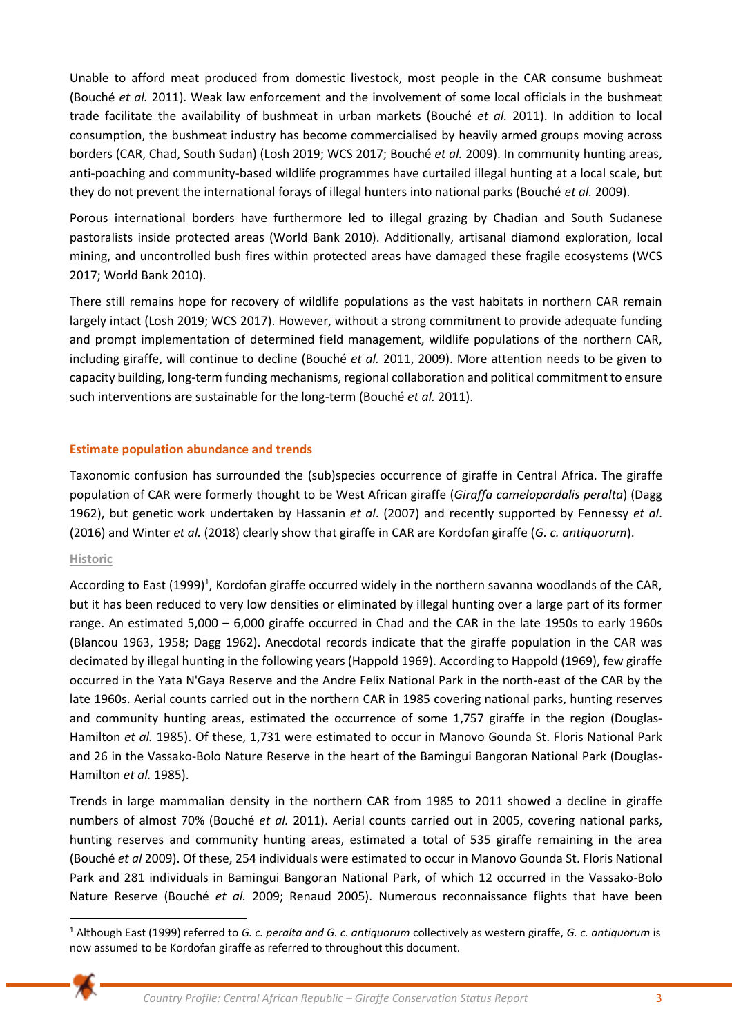Unable to afford meat produced from domestic livestock, most people in the CAR consume bushmeat (Bouché *et al.* 2011). Weak law enforcement and the involvement of some local officials in the bushmeat trade facilitate the availability of bushmeat in urban markets (Bouché *et al.* 2011). In addition to local consumption, the bushmeat industry has become commercialised by heavily armed groups moving across borders (CAR, Chad, South Sudan) (Losh 2019; WCS 2017; Bouché *et al.* 2009). In community hunting areas, anti-poaching and community-based wildlife programmes have curtailed illegal hunting at a local scale, but they do not prevent the international forays of illegal hunters into national parks (Bouché *et al.* 2009).

Porous international borders have furthermore led to illegal grazing by Chadian and South Sudanese pastoralists inside protected areas (World Bank 2010). Additionally, artisanal diamond exploration, local mining, and uncontrolled bush fires within protected areas have damaged these fragile ecosystems (WCS 2017; World Bank 2010).

There still remains hope for recovery of wildlife populations as the vast habitats in northern CAR remain largely intact (Losh 2019; WCS 2017). However, without a strong commitment to provide adequate funding and prompt implementation of determined field management, wildlife populations of the northern CAR, including giraffe, will continue to decline (Bouché *et al.* 2011, 2009). More attention needs to be given to capacity building, long-term funding mechanisms, regional collaboration and political commitment to ensure such interventions are sustainable for the long-term (Bouché *et al.* 2011).

## Estimate population abundance and trends

Taxonomic confusion has surrounded the (sub)species occurrence of giraffe in Central Africa. The giraffe population of CAR were formerly thought to be West African giraffe (*Giraffa camelopardalis peralta*) (Dagg 1962), but genetic work undertaken by Hassanin *et al*. (2007) and recently supported by Fennessy *et al*. (2016) and Winter *et al.* (2018) clearly show that giraffe in CAR are Kordofan giraffe (*G. c. antiquorum*).

### Historic

According to East (1999)[1], Kordofan giraffe occurred widely in the northern savanna woodlands of the CAR, but it has been reduced to very low densities or eliminated by illegal hunting over a large part of its former range. An estimated 5,000 – 6,000 giraffe occurred in Chad and the CAR in the late 1950s to early 1960s (Blancou 1963, 1958; Dagg 1962). Anecdotal records indicate that the giraffe population in the CAR was decimated by illegal hunting in the following years (Happold 1969). According to Happold (1969), few giraffe occurred in the Yata N'Gaya Reserve and the Andre Felix National Park in the north-east of the CAR by the late 1960s. Aerial counts carried out in the northern CAR in 1985 covering national parks, hunting reserves and community hunting areas, estimated the occurrence of some 1,757 giraffe in the region (Douglas-Hamilton *et al.* 1985). Of these, 1,731 were estimated to occur in Manovo Gounda St. Floris National Park and 26 in the Vassako-Bolo Nature Reserve in the heart of the Bamingui Bangoran National Park (Douglas-Hamilton *et al.* 1985).

Trends in large mammalian density in the northern CAR from 1985 to 2011 showed a decline in giraffe numbers of almost 70% (Bouché *et al.* 2011). Aerial counts carried out in 2005, covering national parks, hunting reserves and community hunting areas, estimated a total of 535 giraffe remaining in the area (Bouché *et al* 2009). Of these, 254 individuals were estimated to occur in Manovo Gounda St. Floris National Park and 281 individuals in Bamingui Bangoran National Park, of which 12 occurred in the Vassako-Bolo Nature Reserve (Bouché *et al.* 2009; Renaud 2005). Numerous reconnaissance flights that have been

[1] Although East (1999) referred to *G. c. peralta and G. c. antiquorum* collectively as western giraffe, *G. c. antiquorum* is now assumed to be Kordofan giraffe as referred to throughout this document.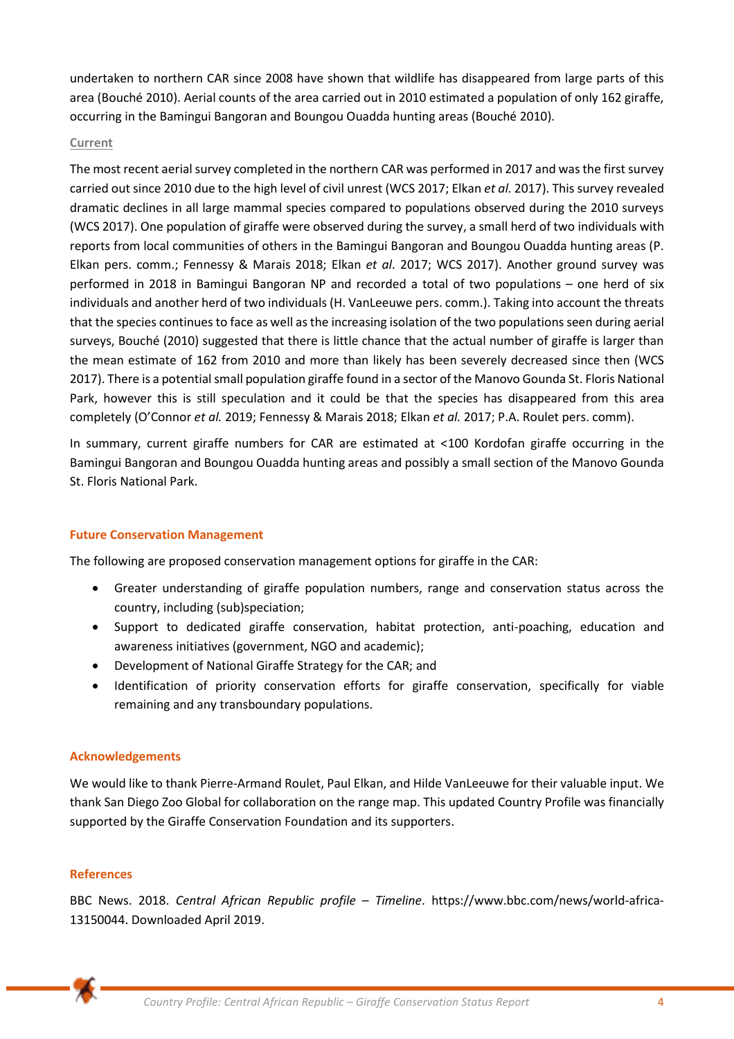undertaken to northern CAR since 2008 have shown that wildlife has disappeared from large parts of this area (Bouché 2010). Aerial counts of the area carried out in 2010 estimated a population of only 162 giraffe, occurring in the Bamingui Bangoran and Boungou Ouadda hunting areas (Bouché 2010).

#### Current

The most recent aerial survey completed in the northern CAR was performed in 2017 and was the first survey carried out since 2010 due to the high level of civil unrest (WCS 2017; Elkan *et al.* 2017). This survey revealed dramatic declines in all large mammal species compared to populations observed during the 2010 surveys (WCS 2017). One population of giraffe were observed during the survey, a small herd of two individuals with reports from local communities of others in the Bamingui Bangoran and Boungou Ouadda hunting areas (P. Elkan pers. comm.; Fennessy & Marais 2018; Elkan *et al*. 2017; WCS 2017). Another ground survey was performed in 2018 in Bamingui Bangoran NP and recorded a total of two populations – one herd of six individuals and another herd of two individuals (H. VanLeeuwe pers. comm.). Taking into account the threats that the species continues to face as well as the increasing isolation of the two populations seen during aerial surveys, Bouché (2010) suggested that there is little chance that the actual number of giraffe is larger than the mean estimate of 162 from 2010 and more than likely has been severely decreased since then (WCS 2017). There is a potential small population giraffe found in a sector of the Manovo Gounda St. Floris National Park, however this is still speculation and it could be that the species has disappeared from this area completely (O'Connor *et al.* 2019; Fennessy & Marais 2018; Elkan *et al.* 2017; P.A. Roulet pers. comm).

In summary, current giraffe numbers for CAR are estimated at <100 Kordofan giraffe occurring in the Bamingui Bangoran and Boungou Ouadda hunting areas and possibly a small section of the Manovo Gounda St. Floris National Park.

## Future Conservation Management

The following are proposed conservation management options for giraffe in the CAR:

- Greater understanding of giraffe population numbers, range and conservation status across the country, including (sub)speciation;
- Support to dedicated giraffe conservation, habitat protection, anti-poaching, education and awareness initiatives (government, NGO and academic);
- Development of National Giraffe Strategy for the CAR; and
- Identification of priority conservation efforts for giraffe conservation, specifically for viable remaining and any transboundary populations.

## Acknowledgements

We would like to thank Pierre-Armand Roulet, Paul Elkan, and Hilde VanLeeuwe for their valuable input. We thank San Diego Zoo Global for collaboration on the range map. This updated Country Profile was financially supported by the Giraffe Conservation Foundation and its supporters.

## References

BBC News. 2018. *Central African Republic profile – Timeline*. https://www.bbc.com/news/world-africa-13150044. Downloaded April 2019.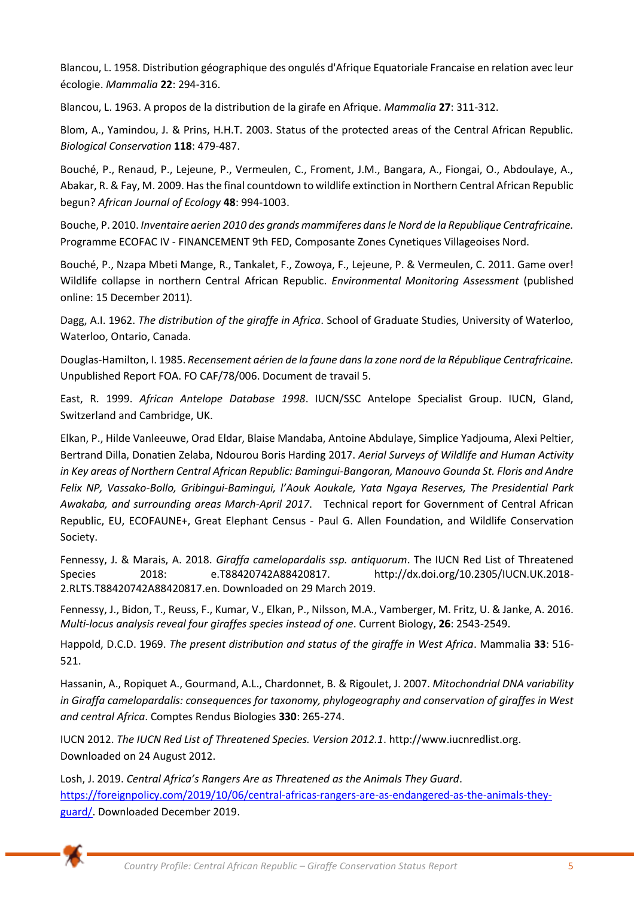Blancou, L. 1958. Distribution géographique des ongulés d'Afrique Equatoriale Francaise en relation avec leur écologie. *Mammalia* **22**: 294-316.

Blancou, L. 1963. A propos de la distribution de la girafe en Afrique. *Mammalia* **27**: 311-312.

Blom, A., Yamindou, J. & Prins, H.H.T. 2003. Status of the protected areas of the Central African Republic. *Biological Conservation* **118**: 479-487.

Bouché, P., Renaud, P., Lejeune, P., Vermeulen, C., Froment, J.M., Bangara, A., Fiongai, O., Abdoulaye, A., Abakar, R. & Fay, M. 2009. Has the final countdown to wildlife extinction in Northern Central African Republic begun? *African Journal of Ecology* **48**: 994-1003.

Bouche, P. 2010. *Inventaire aerien 2010 des grands mammiferes dans le Nord de la Republique Centrafricaine.* Programme ECOFAC IV - FINANCEMENT 9th FED, Composante Zones Cynetiques Villageoises Nord.

Bouché, P., Nzapa Mbeti Mange, R., Tankalet, F., Zowoya, F., Lejeune, P. & Vermeulen, C. 2011. Game over! Wildlife collapse in northern Central African Republic. *Environmental Monitoring Assessment* (published online: 15 December 2011).

Dagg, A.I. 1962. *The distribution of the giraffe in Africa*. School of Graduate Studies, University of Waterloo, Waterloo, Ontario, Canada.

Douglas-Hamilton, I. 1985. *Recensement aérien de la faune dans la zone nord de la République Centrafricaine.* Unpublished Report FOA. FO CAF/78/006. Document de travail 5.

East, R. 1999. *African Antelope Database 1998*. IUCN/SSC Antelope Specialist Group. IUCN, Gland, Switzerland and Cambridge, UK.

Elkan, P., Hilde Vanleeuwe, Orad Eldar, Blaise Mandaba, Antoine Abdulaye, Simplice Yadjouma, Alexi Peltier, Bertrand Dilla, Donatien Zelaba, Ndourou Boris Harding 2017. *Aerial Surveys of Wildlife and Human Activity in Key areas of Northern Central African Republic: Bamingui-Bangoran, Manouvo Gounda St. Floris and Andre Felix NP, Vassako-Bollo, Gribingui-Bamingui, l'Aouk Aoukale, Yata Ngaya Reserves, The Presidential Park Awakaba, and surrounding areas March-April 2017*. Technical report for Government of Central African Republic, EU, ECOFAUNE+, Great Elephant Census - Paul G. Allen Foundation, and Wildlife Conservation Society.

Fennessy, J. & Marais, A. 2018. *Giraffa camelopardalis ssp. antiquorum*. The IUCN Red List of Threatened Species 2018: e.T88420742A88420817. http://dx.doi.org/10.2305/IUCN.UK.2018-2.RLTS.T88420742A88420817.en. Downloaded on 29 March 2019.

Fennessy, J., Bidon, T., Reuss, F., Kumar, V., Elkan, P., Nilsson, M.A., Vamberger, M. Fritz, U. & Janke, A. 2016. *Multi-locus analysis reveal four giraffes species instead of one*. Current Biology, **26**: 2543-2549.

Happold, D.C.D. 1969. *The present distribution and status of the giraffe in West Africa*. Mammalia **33**: 516-521.

Hassanin, A., Ropiquet A., Gourmand, A.L., Chardonnet, B. & Rigoulet, J. 2007. *Mitochondrial DNA variability in Giraffa camelopardalis: consequences for taxonomy, phylogeography and conservation of giraffes in West and central Africa*. Comptes Rendus Biologies **330**: 265-274.

IUCN 2012. *The IUCN Red List of Threatened Species. Version 2012.1*. http://www.iucnredlist.org. Downloaded on 24 August 2012.

Losh, J. 2019. *Central Africa's Rangers Are as Threatened as the Animals They Guard*. https://foreignpolicy.com/2019/10/06/central-africas-rangers-are-as-endangered-as-the-animals-they-guard/. Downloaded December 2019.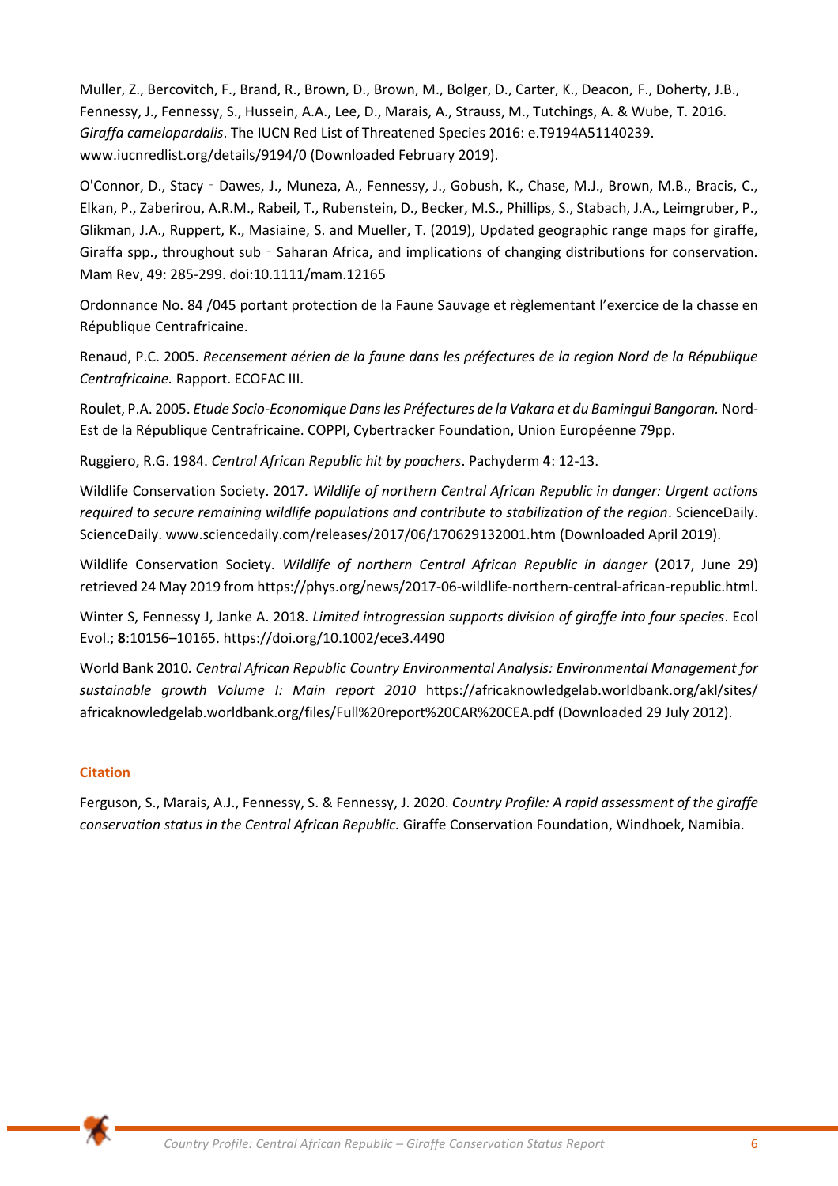Muller, Z., Bercovitch, F., Brand, R., Brown, D., Brown, M., Bolger, D., Carter, K., Deacon, F., Doherty, J.B., Fennessy, J., Fennessy, S., Hussein, A.A., Lee, D., Marais, A., Strauss, M., Tutchings, A. & Wube, T. 2016. *Giraffa camelopardalis*. The IUCN Red List of Threatened Species 2016: e.T9194A51140239. www.iucnredlist.org/details/9194/0 (Downloaded February 2019).

O'Connor, D., Stacy‐Dawes, J., Muneza, A., Fennessy, J., Gobush, K., Chase, M.J., Brown, M.B., Bracis, C., Elkan, P., Zaberirou, A.R.M., Rabeil, T., Rubenstein, D., Becker, M.S., Phillips, S., Stabach, J.A., Leimgruber, P., Glikman, J.A., Ruppert, K., Masiaine, S. and Mueller, T. (2019), Updated geographic range maps for giraffe, Giraffa spp., throughout sub‐Saharan Africa, and implications of changing distributions for conservation. Mam Rev, 49: 285-299. doi:10.1111/mam.12165

Ordonnance No. 84 /045 portant protection de la Faune Sauvage et règlementant l'exercice de la chasse en République Centrafricaine.

Renaud, P.C. 2005. *Recensement aérien de la faune dans les préfectures de la region Nord de la République Centrafricaine.* Rapport. ECOFAC III.

Roulet, P.A. 2005. *Etude Socio-Economique Dans les Préfectures de la Vakara et du Bamingui Bangoran.* Nord-Est de la République Centrafricaine. COPPI, Cybertracker Foundation, Union Européenne 79pp.

Ruggiero, R.G. 1984. *Central African Republic hit by poachers*. Pachyderm **4**: 12-13.

Wildlife Conservation Society. 2017. *Wildlife of northern Central African Republic in danger: Urgent actions required to secure remaining wildlife populations and contribute to stabilization of the region*. ScienceDaily. ScienceDaily. www.sciencedaily.com/releases/2017/06/170629132001.htm (Downloaded April 2019).

Wildlife Conservation Society. *Wildlife of northern Central African Republic in danger* (2017, June 29) retrieved 24 May 2019 from https://phys.org/news/2017-06-wildlife-northern-central-african-republic.html.

Winter S, Fennessy J, Janke A. 2018. *Limited introgression supports division of giraffe into four species*. Ecol Evol.; **8**:10156–10165. https://doi.org/10.1002/ece3.4490

World Bank 2010. *Central African Republic Country Environmental Analysis: Environmental Management for sustainable growth Volume I: Main report 2010* https://africaknowledgelab.worldbank.org/akl/sites/africaknowledgelab.worldbank.org/files/Full%20report%20CAR%20CEA.pdf (Downloaded 29 July 2012).

### Citation

Ferguson, S., Marais, A.J., Fennessy, S. & Fennessy, J. 2020. *Country Profile: A rapid assessment of the giraffe conservation status in the Central African Republic.* Giraffe Conservation Foundation, Windhoek, Namibia.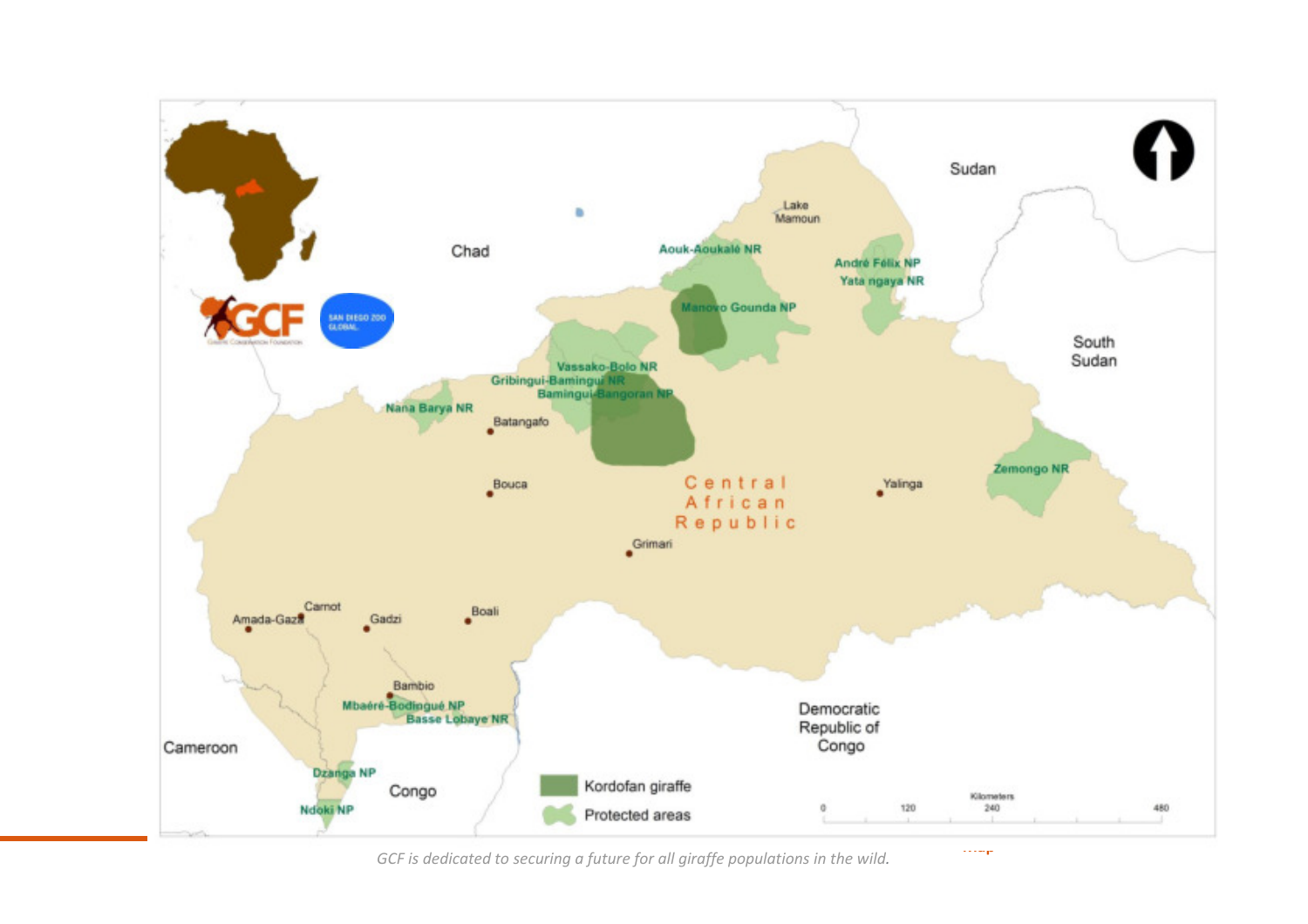Chad

Sudan

South Sudan

Lake Mamoun

Aouk-Aoukalé NR

André Félix NP

Yata ngaya NR

Manovo Gounda NP

Vassako-Bolo NR

Gribingui-Bamingui NR

Bamingui-Bangoran NP

Nana Barya NR

Batangafo

Bouca

Central African Republic

Yalinga

Zemongo NR

Grimari

Amada-Gaza

Carnot

Gadzi

Boali

Bambio

Mbaéré-Bodingué NP

Basse Lobaye NR

Dzanga NP

Ndoki NP

Cameroon

Congo

Democratic Republic of Congo

Kordofan giraffe

Protected areas

Kilometers

0 120 240 480

GCF

SAN DIEGO ZOO GLOBAL

*GCF is dedicated to securing a future for all giraffe populations in the wild.*